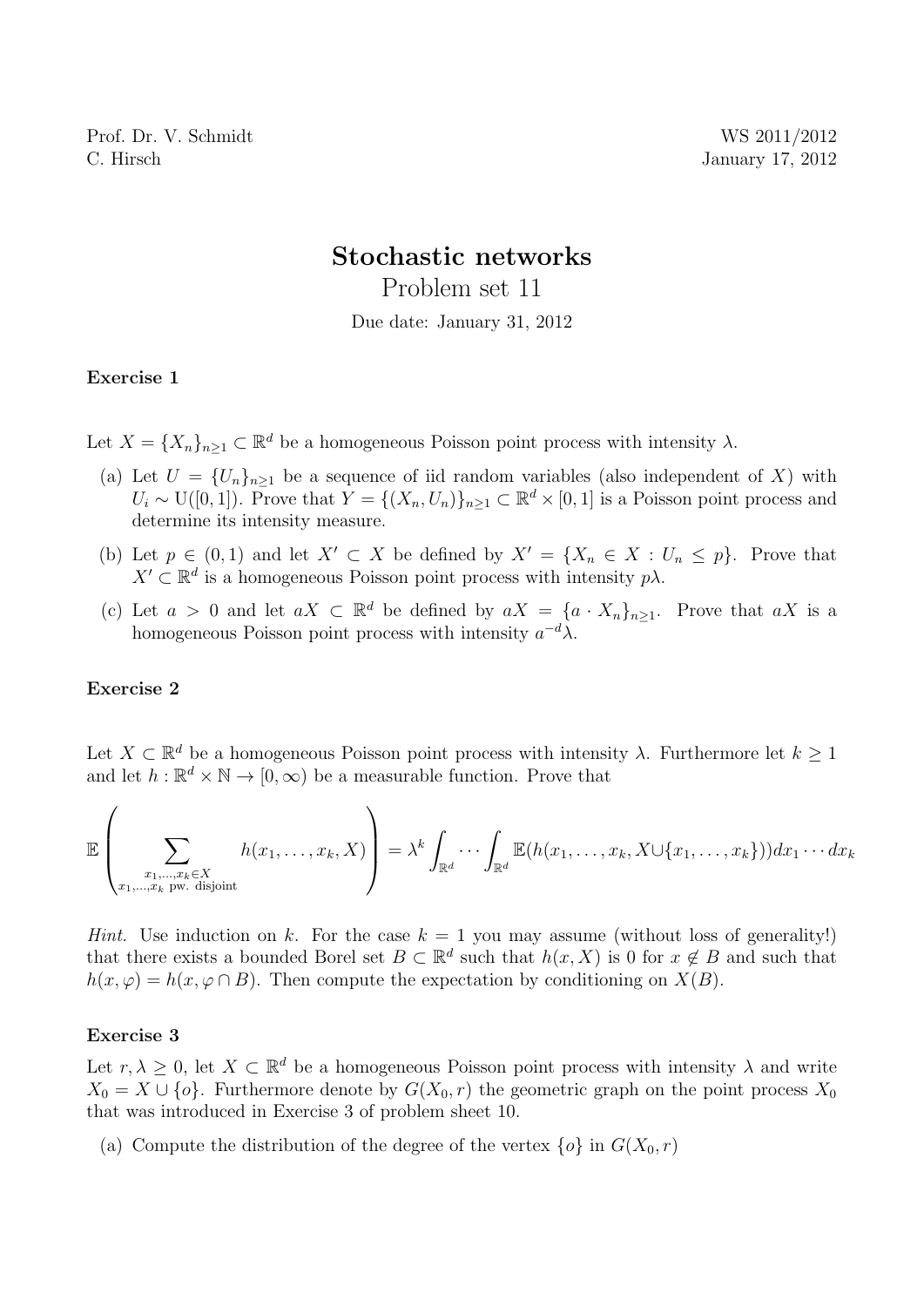Prof. Dr. V. Schmidt  
C. Hirsch

WS 2011/2012  
January 17, 2012

# Stochastic networks

## Problem set 11

Due date: January 31, 2012

### Exercise 1

Let $X = \{X_n\}_{n \geq 1} \subset \mathbb{R}^d$ be a homogeneous Poisson point process with intensity $\lambda$.

(a) Let $U = \{U_n\}_{n \geq 1}$ be a sequence of iid random variables (also independent of $X$) with $U_i \sim \mathrm{U}([0,1])$. Prove that $Y = \{(X_n, U_n)\}_{n \geq 1} \subset \mathbb{R}^d \times [0,1]$ is a Poisson point process and determine its intensity measure.

(b) Let $p \in (0,1)$ and let $X' \subset X$ be defined by $X' = \{X_n \in X : U_n \leq p\}$. Prove that $X' \subset \mathbb{R}^d$ is a homogeneous Poisson point process with intensity $p\lambda$.

(c) Let $a > 0$ and let $aX \subset \mathbb{R}^d$ be defined by $aX = \{a \cdot X_n\}_{n \geq 1}$. Prove that $aX$ is a homogeneous Poisson point process with intensity $a^{-d}\lambda$.

### Exercise 2

Let $X \subset \mathbb{R}^d$ be a homogeneous Poisson point process with intensity $\lambda$. Furthermore let $k \geq 1$ and let $h : \mathbb{R}^d \times \mathbb{N} \to [0, \infty)$ be a measurable function. Prove that

$$\mathbb{E}\left(\sum_{\substack{x_1,\ldots,x_k \in X \\ x_1,\ldots,x_k \text{ pw. disjoint}}} h(x_1,\ldots,x_k,X)\right) = \lambda^k \int_{\mathbb{R}^d} \cdots \int_{\mathbb{R}^d} \mathbb{E}(h(x_1,\ldots,x_k,X \cup \{x_1,\ldots,x_k\}))dx_1 \cdots dx_k$$

*Hint.* Use induction on $k$. For the case $k = 1$ you may assume (without loss of generality!) that there exists a bounded Borel set $B \subset \mathbb{R}^d$ such that $h(x, X)$ is 0 for $x \notin B$ and such that $h(x, \varphi) = h(x, \varphi \cap B)$. Then compute the expectation by conditioning on $X(B)$.

### Exercise 3

Let $r, \lambda \geq 0$, let $X \subset \mathbb{R}^d$ be a homogeneous Poisson point process with intensity $\lambda$ and write $X_0 = X \cup \{o\}$. Furthermore denote by $G(X_0, r)$ the geometric graph on the point process $X_0$ that was introduced in Exercise 3 of problem sheet 10.

(a) Compute the distribution of the degree of the vertex $\{o\}$ in $G(X_0, r)$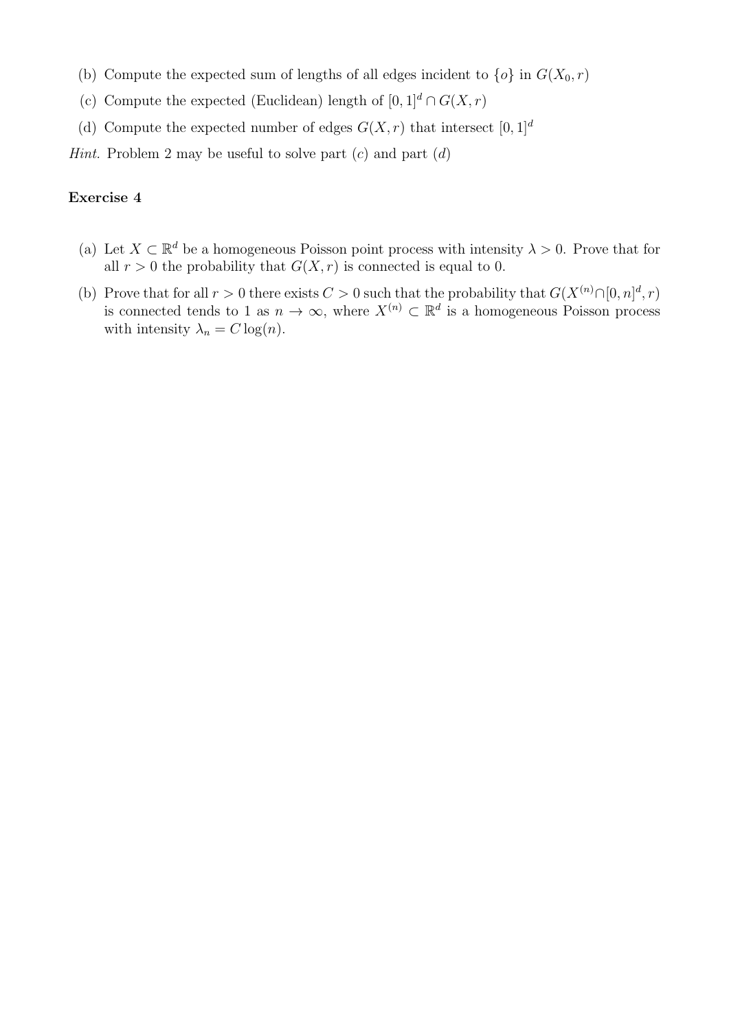(b) Compute the expected sum of lengths of all edges incident to $\{o\}$ in $G(X_0, r)$

(c) Compute the expected (Euclidean) length of $[0,1]^d \cap G(X, r)$

(d) Compute the expected number of edges $G(X, r)$ that intersect $[0,1]^d$

*Hint.* Problem 2 may be useful to solve part (*c*) and part (*d*)

**Exercise 4**

(a) Let $X \subset \mathbb{R}^d$ be a homogeneous Poisson point process with intensity $\lambda > 0$. Prove that for all $r > 0$ the probability that $G(X, r)$ is connected is equal to 0.

(b) Prove that for all $r > 0$ there exists $C > 0$ such that the probability that $G(X^{(n)} \cap [0, n]^d, r)$ is connected tends to 1 as $n \to \infty$, where $X^{(n)} \subset \mathbb{R}^d$ is a homogeneous Poisson process with intensity $\lambda_n = C \log(n)$.